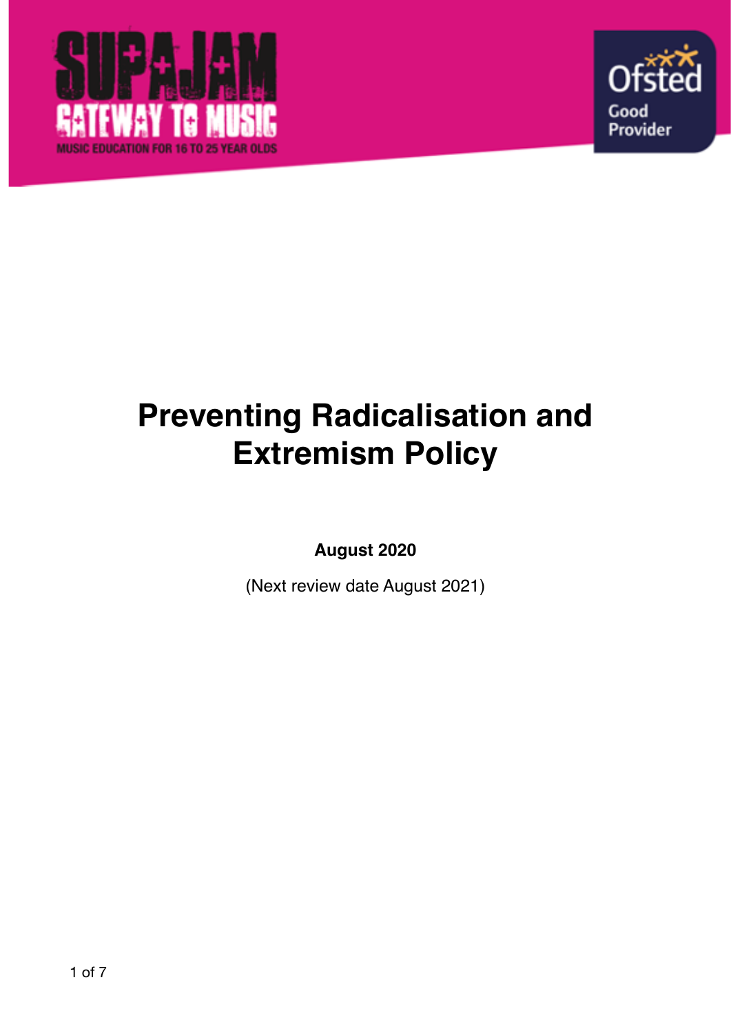# Preventing Radicalisation and Extremism Policy

**August 2020**

(Next review date August 2021)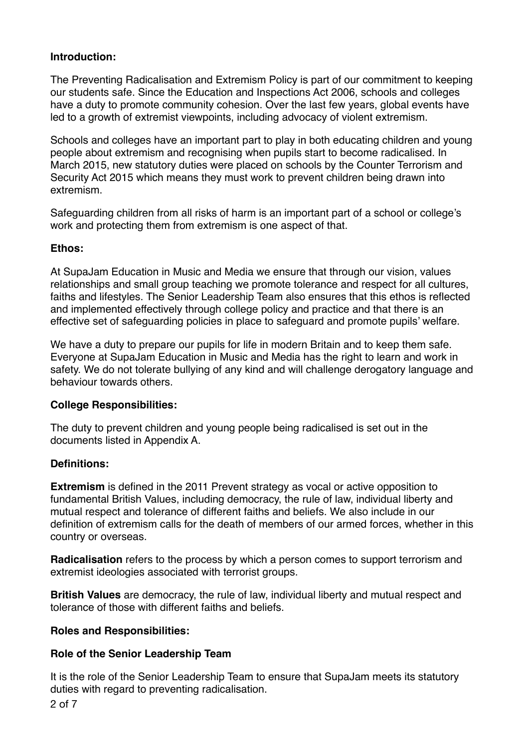**Introduction:**

The Preventing Radicalisation and Extremism Policy is part of our commitment to keeping our students safe. Since the Education and Inspections Act 2006, schools and colleges have a duty to promote community cohesion. Over the last few years, global events have led to a growth of extremist viewpoints, including advocacy of violent extremism.

Schools and colleges have an important part to play in both educating children and young people about extremism and recognising when pupils start to become radicalised. In March 2015, new statutory duties were placed on schools by the Counter Terrorism and Security Act 2015 which means they must work to prevent children being drawn into extremism.

Safeguarding children from all risks of harm is an important part of a school or college's work and protecting them from extremism is one aspect of that.

**Ethos:**

At SupaJam Education in Music and Media we ensure that through our vision, values relationships and small group teaching we promote tolerance and respect for all cultures, faiths and lifestyles. The Senior Leadership Team also ensures that this ethos is reflected and implemented effectively through college policy and practice and that there is an effective set of safeguarding policies in place to safeguard and promote pupils' welfare.

We have a duty to prepare our pupils for life in modern Britain and to keep them safe. Everyone at SupaJam Education in Music and Media has the right to learn and work in safety. We do not tolerate bullying of any kind and will challenge derogatory language and behaviour towards others.

**College Responsibilities:**

The duty to prevent children and young people being radicalised is set out in the documents listed in Appendix A.

**Definitions:**

**Extremism** is defined in the 2011 Prevent strategy as vocal or active opposition to fundamental British Values, including democracy, the rule of law, individual liberty and mutual respect and tolerance of different faiths and beliefs. We also include in our definition of extremism calls for the death of members of our armed forces, whether in this country or overseas.

**Radicalisation** refers to the process by which a person comes to support terrorism and extremist ideologies associated with terrorist groups.

**British Values** are democracy, the rule of law, individual liberty and mutual respect and tolerance of those with different faiths and beliefs.

**Roles and Responsibilities:**

**Role of the Senior Leadership Team**

It is the role of the Senior Leadership Team to ensure that SupaJam meets its statutory duties with regard to preventing radicalisation.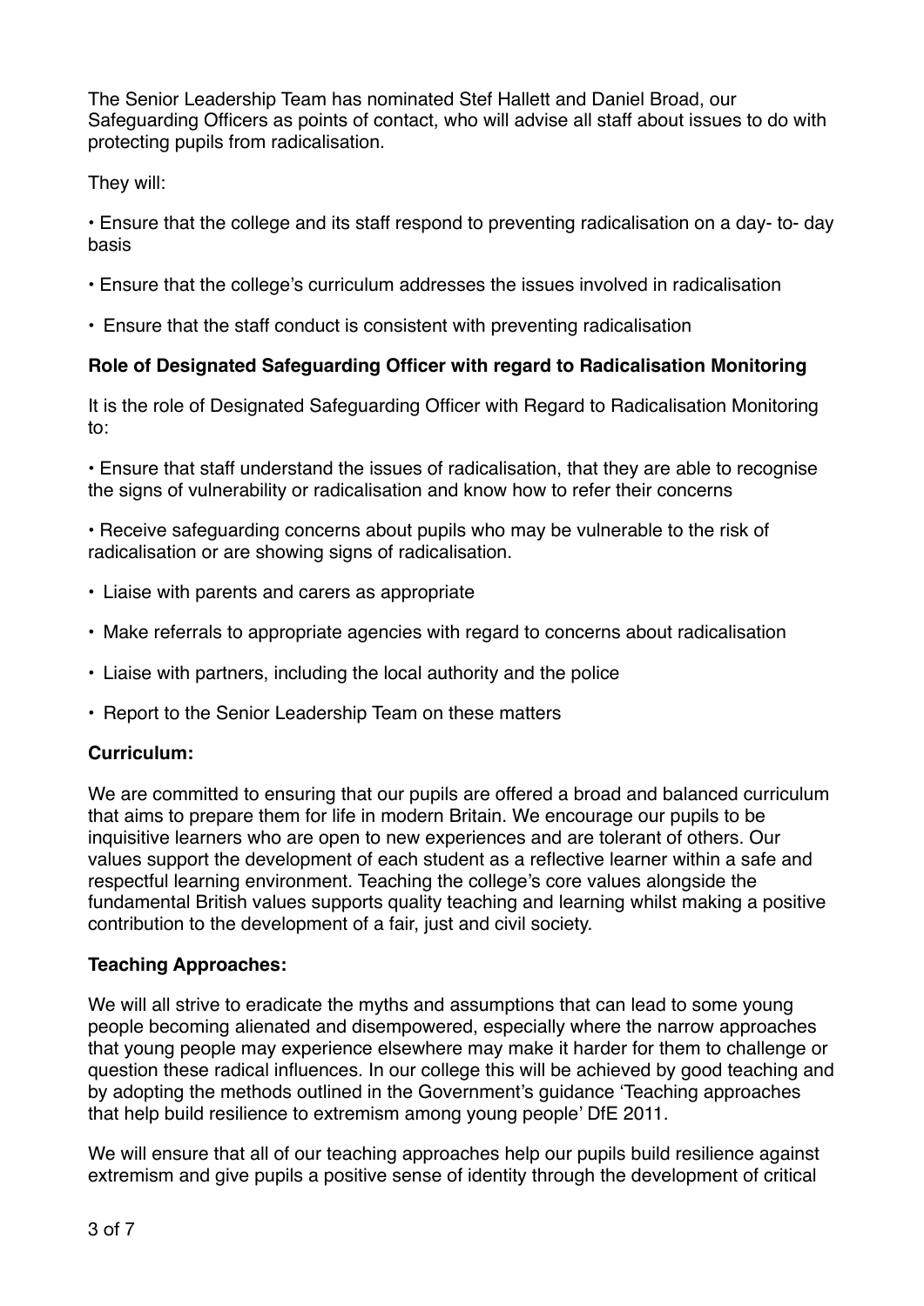The Senior Leadership Team has nominated Stef Hallett and Daniel Broad, our Safeguarding Officers as points of contact, who will advise all staff about issues to do with protecting pupils from radicalisation.

They will:

- Ensure that the college and its staff respond to preventing radicalisation on a day- to- day basis
- Ensure that the college's curriculum addresses the issues involved in radicalisation
- Ensure that the staff conduct is consistent with preventing radicalisation

**Role of Designated Safeguarding Officer with regard to Radicalisation Monitoring**

It is the role of Designated Safeguarding Officer with Regard to Radicalisation Monitoring to:

- Ensure that staff understand the issues of radicalisation, that they are able to recognise the signs of vulnerability or radicalisation and know how to refer their concerns
- Receive safeguarding concerns about pupils who may be vulnerable to the risk of radicalisation or are showing signs of radicalisation.
- Liaise with parents and carers as appropriate
- Make referrals to appropriate agencies with regard to concerns about radicalisation
- Liaise with partners, including the local authority and the police
- Report to the Senior Leadership Team on these matters

**Curriculum:**

We are committed to ensuring that our pupils are offered a broad and balanced curriculum that aims to prepare them for life in modern Britain. We encourage our pupils to be inquisitive learners who are open to new experiences and are tolerant of others. Our values support the development of each student as a reflective learner within a safe and respectful learning environment. Teaching the college's core values alongside the fundamental British values supports quality teaching and learning whilst making a positive contribution to the development of a fair, just and civil society.

**Teaching Approaches:**

We will all strive to eradicate the myths and assumptions that can lead to some young people becoming alienated and disempowered, especially where the narrow approaches that young people may experience elsewhere may make it harder for them to challenge or question these radical influences. In our college this will be achieved by good teaching and by adopting the methods outlined in the Government's guidance 'Teaching approaches that help build resilience to extremism among young people' DfE 2011.

We will ensure that all of our teaching approaches help our pupils build resilience against extremism and give pupils a positive sense of identity through the development of critical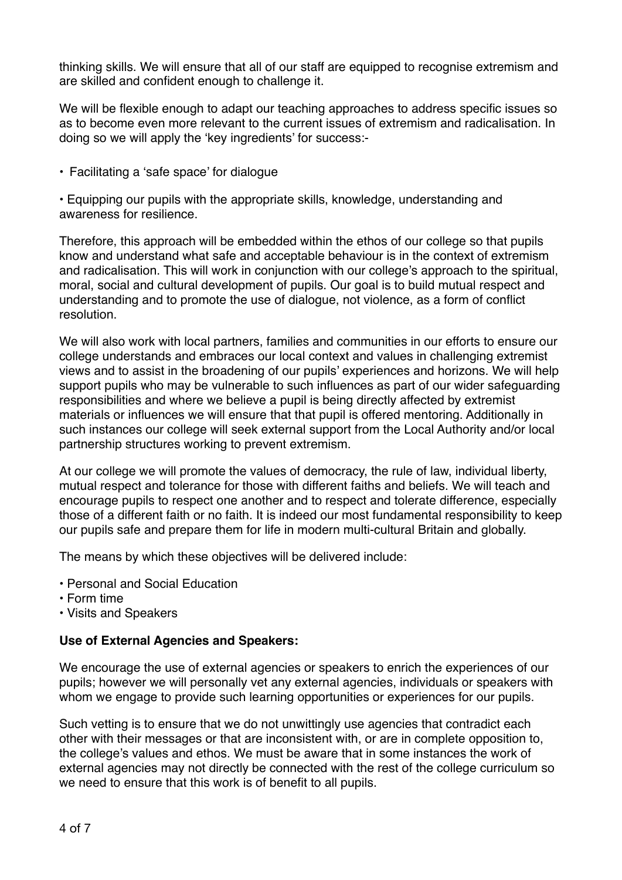thinking skills. We will ensure that all of our staff are equipped to recognise extremism and are skilled and confident enough to challenge it.

We will be flexible enough to adapt our teaching approaches to address specific issues so as to become even more relevant to the current issues of extremism and radicalisation. In doing so we will apply the 'key ingredients' for success:-

- Facilitating a 'safe space' for dialogue
- Equipping our pupils with the appropriate skills, knowledge, understanding and awareness for resilience.

Therefore, this approach will be embedded within the ethos of our college so that pupils know and understand what safe and acceptable behaviour is in the context of extremism and radicalisation. This will work in conjunction with our college's approach to the spiritual, moral, social and cultural development of pupils. Our goal is to build mutual respect and understanding and to promote the use of dialogue, not violence, as a form of conflict resolution.

We will also work with local partners, families and communities in our efforts to ensure our college understands and embraces our local context and values in challenging extremist views and to assist in the broadening of our pupils' experiences and horizons. We will help support pupils who may be vulnerable to such influences as part of our wider safeguarding responsibilities and where we believe a pupil is being directly affected by extremist materials or influences we will ensure that that pupil is offered mentoring. Additionally in such instances our college will seek external support from the Local Authority and/or local partnership structures working to prevent extremism.

At our college we will promote the values of democracy, the rule of law, individual liberty, mutual respect and tolerance for those with different faiths and beliefs. We will teach and encourage pupils to respect one another and to respect and tolerate difference, especially those of a different faith or no faith. It is indeed our most fundamental responsibility to keep our pupils safe and prepare them for life in modern multi-cultural Britain and globally.

The means by which these objectives will be delivered include:

- Personal and Social Education
- Form time
- Visits and Speakers

**Use of External Agencies and Speakers:**

We encourage the use of external agencies or speakers to enrich the experiences of our pupils; however we will personally vet any external agencies, individuals or speakers with whom we engage to provide such learning opportunities or experiences for our pupils.

Such vetting is to ensure that we do not unwittingly use agencies that contradict each other with their messages or that are inconsistent with, or are in complete opposition to, the college's values and ethos. We must be aware that in some instances the work of external agencies may not directly be connected with the rest of the college curriculum so we need to ensure that this work is of benefit to all pupils.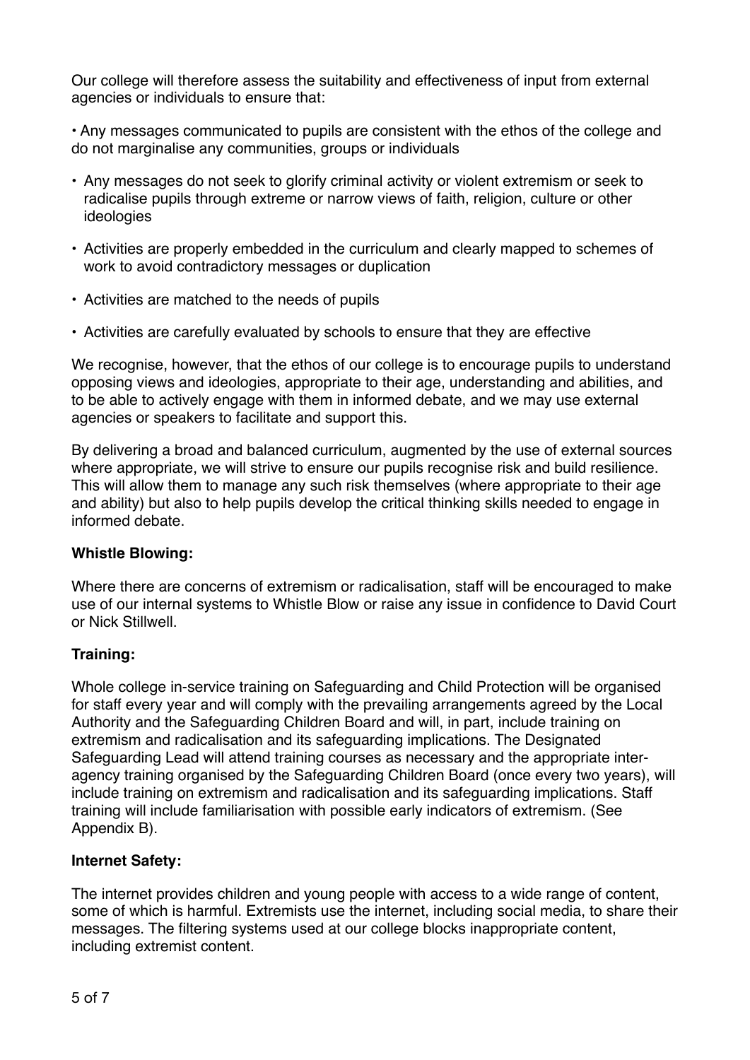Our college will therefore assess the suitability and effectiveness of input from external agencies or individuals to ensure that:

- Any messages communicated to pupils are consistent with the ethos of the college and do not marginalise any communities, groups or individuals
- Any messages do not seek to glorify criminal activity or violent extremism or seek to radicalise pupils through extreme or narrow views of faith, religion, culture or other ideologies
- Activities are properly embedded in the curriculum and clearly mapped to schemes of work to avoid contradictory messages or duplication
- Activities are matched to the needs of pupils
- Activities are carefully evaluated by schools to ensure that they are effective

We recognise, however, that the ethos of our college is to encourage pupils to understand opposing views and ideologies, appropriate to their age, understanding and abilities, and to be able to actively engage with them in informed debate, and we may use external agencies or speakers to facilitate and support this.

By delivering a broad and balanced curriculum, augmented by the use of external sources where appropriate, we will strive to ensure our pupils recognise risk and build resilience. This will allow them to manage any such risk themselves (where appropriate to their age and ability) but also to help pupils develop the critical thinking skills needed to engage in informed debate.

**Whistle Blowing:**

Where there are concerns of extremism or radicalisation, staff will be encouraged to make use of our internal systems to Whistle Blow or raise any issue in confidence to David Court or Nick Stillwell.

**Training:**

Whole college in-service training on Safeguarding and Child Protection will be organised for staff every year and will comply with the prevailing arrangements agreed by the Local Authority and the Safeguarding Children Board and will, in part, include training on extremism and radicalisation and its safeguarding implications. The Designated Safeguarding Lead will attend training courses as necessary and the appropriate inter-agency training organised by the Safeguarding Children Board (once every two years), will include training on extremism and radicalisation and its safeguarding implications. Staff training will include familiarisation with possible early indicators of extremism. (See Appendix B).

**Internet Safety:**

The internet provides children and young people with access to a wide range of content, some of which is harmful. Extremists use the internet, including social media, to share their messages. The filtering systems used at our college blocks inappropriate content, including extremist content.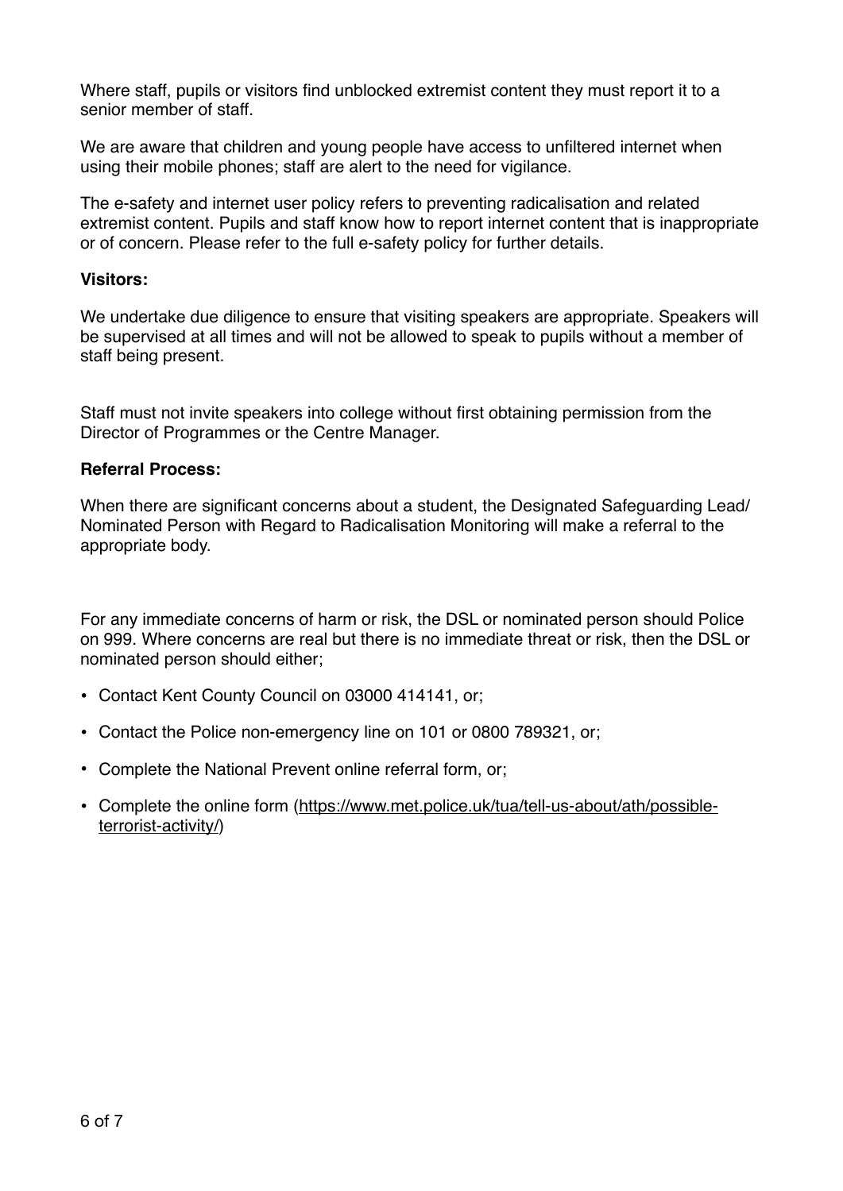Where staff, pupils or visitors find unblocked extremist content they must report it to a senior member of staff.

We are aware that children and young people have access to unfiltered internet when using their mobile phones; staff are alert to the need for vigilance.

The e-safety and internet user policy refers to preventing radicalisation and related extremist content. Pupils and staff know how to report internet content that is inappropriate or of concern. Please refer to the full e-safety policy for further details.

**Visitors:**

We undertake due diligence to ensure that visiting speakers are appropriate. Speakers will be supervised at all times and will not be allowed to speak to pupils without a member of staff being present.

Staff must not invite speakers into college without first obtaining permission from the Director of Programmes or the Centre Manager.

**Referral Process:**

When there are significant concerns about a student, the Designated Safeguarding Lead/ Nominated Person with Regard to Radicalisation Monitoring will make a referral to the appropriate body.

For any immediate concerns of harm or risk, the DSL or nominated person should Police on 999. Where concerns are real but there is no immediate threat or risk, then the DSL or nominated person should either;

- Contact Kent County Council on 03000 414141, or;
- Contact the Police non-emergency line on 101 or 0800 789321, or;
- Complete the National Prevent online referral form, or;
- Complete the online form (https://www.met.police.uk/tua/tell-us-about/ath/possible-terrorist-activity/)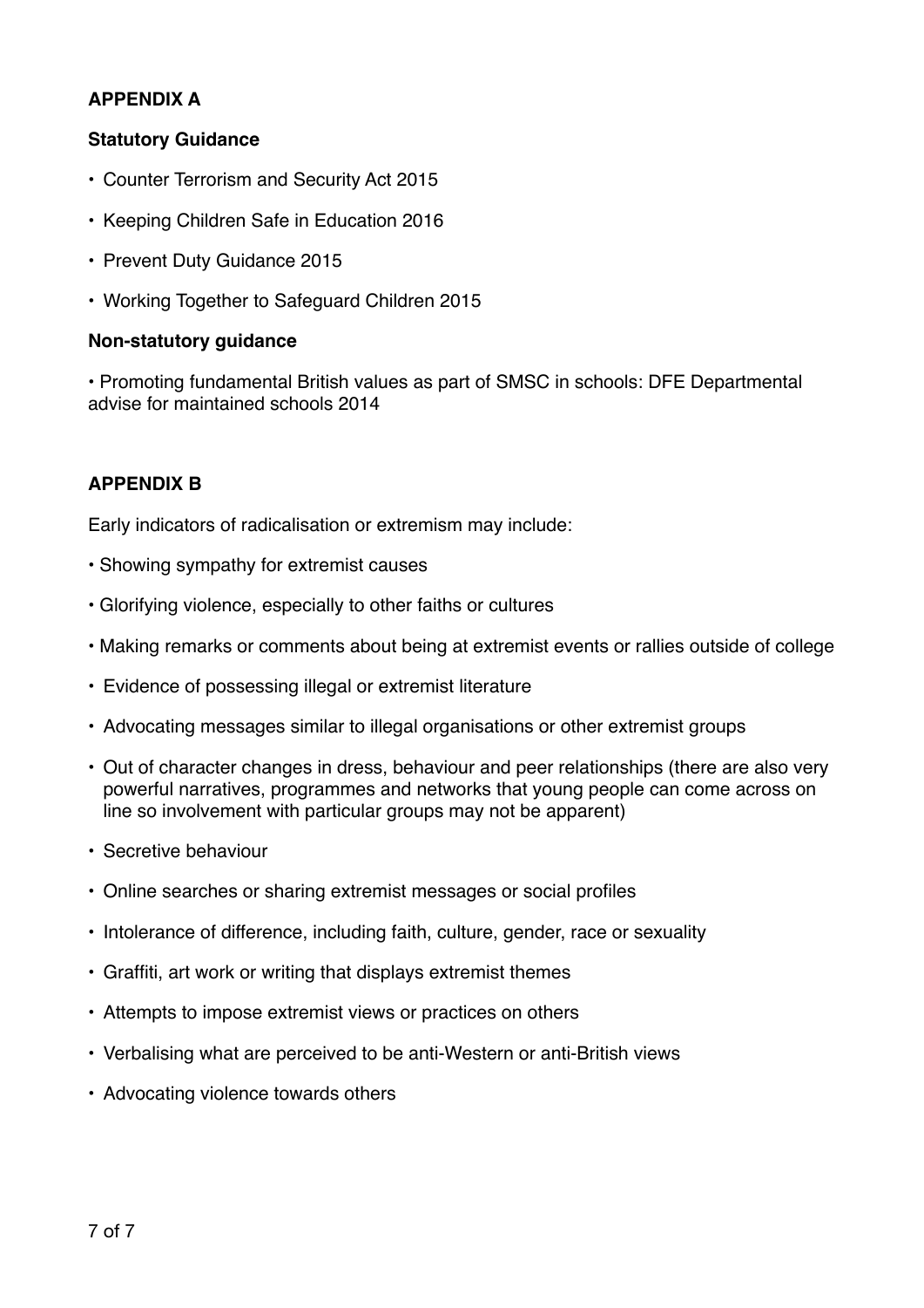**APPENDIX A**

**Statutory Guidance**

- Counter Terrorism and Security Act 2015
- Keeping Children Safe in Education 2016
- Prevent Duty Guidance 2015
- Working Together to Safeguard Children 2015

**Non-statutory guidance**

- Promoting fundamental British values as part of SMSC in schools: DFE Departmental advise for maintained schools 2014

**APPENDIX B**

Early indicators of radicalisation or extremism may include:

- Showing sympathy for extremist causes
- Glorifying violence, especially to other faiths or cultures
- Making remarks or comments about being at extremist events or rallies outside of college
- Evidence of possessing illegal or extremist literature
- Advocating messages similar to illegal organisations or other extremist groups
- Out of character changes in dress, behaviour and peer relationships (there are also very powerful narratives, programmes and networks that young people can come across on line so involvement with particular groups may not be apparent)
- Secretive behaviour
- Online searches or sharing extremist messages or social profiles
- Intolerance of difference, including faith, culture, gender, race or sexuality
- Graffiti, art work or writing that displays extremist themes
- Attempts to impose extremist views or practices on others
- Verbalising what are perceived to be anti-Western or anti-British views
- Advocating violence towards others